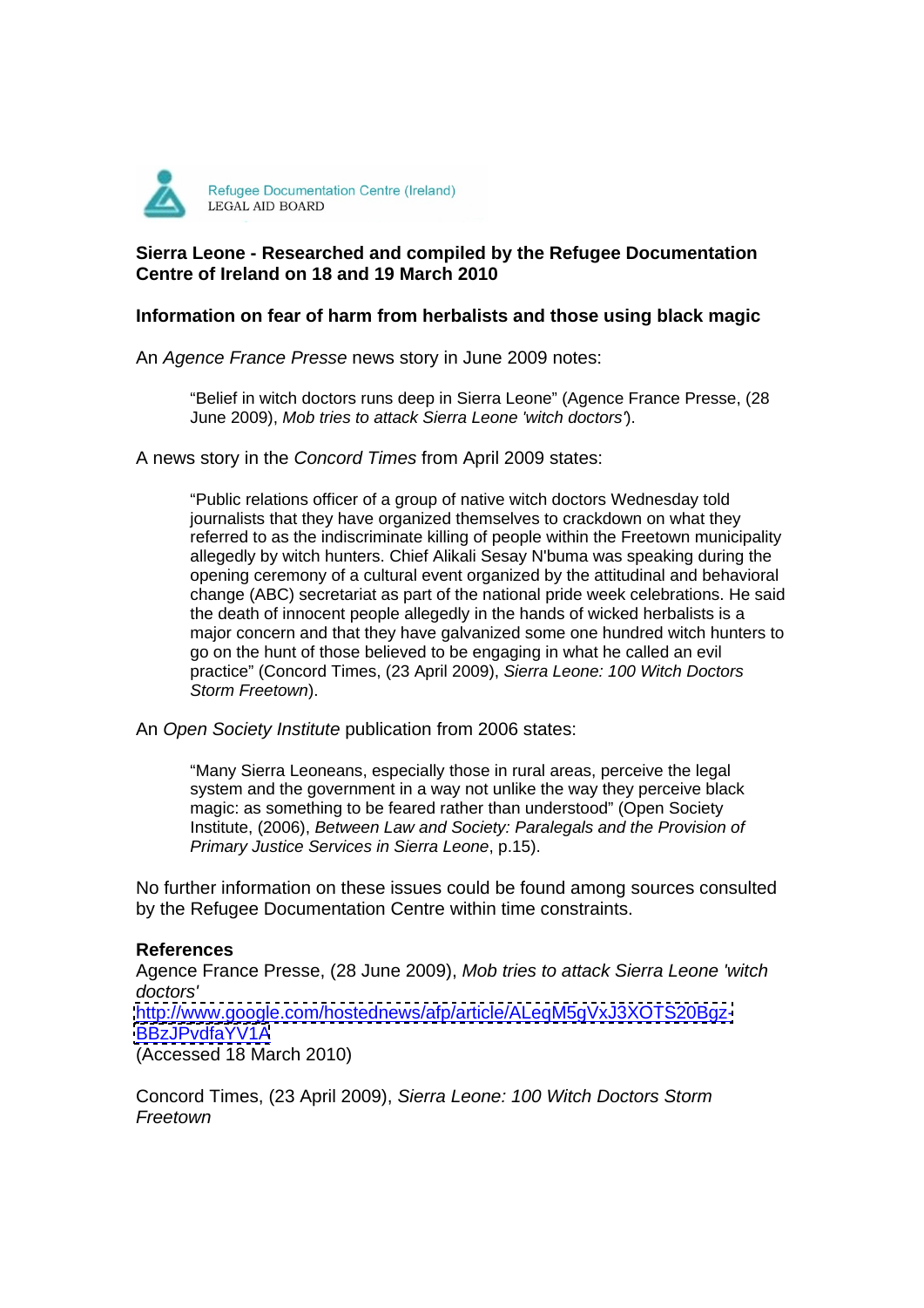Refugee Documentation Centre (Ireland)
LEGAL AID BOARD

**Sierra Leone - Researched and compiled by the Refugee Documentation Centre of Ireland on 18 and 19 March 2010**

**Information on fear of harm from herbalists and those using black magic**

An *Agence France Presse* news story in June 2009 notes:

> "Belief in witch doctors runs deep in Sierra Leone" (Agence France Presse, (28 June 2009), *Mob tries to attack Sierra Leone 'witch doctors'*).

A news story in the *Concord Times* from April 2009 states:

> "Public relations officer of a group of native witch doctors Wednesday told journalists that they have organized themselves to crackdown on what they referred to as the indiscriminate killing of people within the Freetown municipality allegedly by witch hunters. Chief Alikali Sesay N'buma was speaking during the opening ceremony of a cultural event organized by the attitudinal and behavioral change (ABC) secretariat as part of the national pride week celebrations. He said the death of innocent people allegedly in the hands of wicked herbalists is a major concern and that they have galvanized some one hundred witch hunters to go on the hunt of those believed to be engaging in what he called an evil practice" (Concord Times, (23 April 2009), *Sierra Leone: 100 Witch Doctors Storm Freetown*).

An *Open Society Institute* publication from 2006 states:

> "Many Sierra Leoneans, especially those in rural areas, perceive the legal system and the government in a way not unlike the way they perceive black magic: as something to be feared rather than understood" (Open Society Institute, (2006), *Between Law and Society: Paralegals and the Provision of Primary Justice Services in Sierra Leone*, p.15).

No further information on these issues could be found among sources consulted by the Refugee Documentation Centre within time constraints.

**References**

Agence France Presse, (28 June 2009), *Mob tries to attack Sierra Leone 'witch doctors'*
http://www.google.com/hostednews/afp/article/ALeqM5gVxJ3XOTS20Bgz-BBzJPvdfaYV1A
(Accessed 18 March 2010)

Concord Times, (23 April 2009), *Sierra Leone: 100 Witch Doctors Storm Freetown*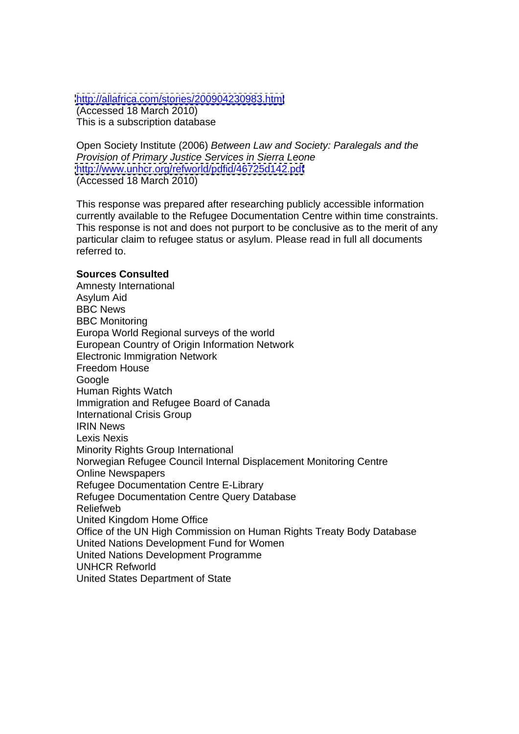http://allafrica.com/stories/200904230983.html
(Accessed 18 March 2010)
This is a subscription database

Open Society Institute (2006) *Between Law and Society: Paralegals and the Provision of Primary Justice Services in Sierra Leone*
http://www.unhcr.org/refworld/pdfid/46725d142.pdf
(Accessed 18 March 2010)

This response was prepared after researching publicly accessible information currently available to the Refugee Documentation Centre within time constraints. This response is not and does not purport to be conclusive as to the merit of any particular claim to refugee status or asylum. Please read in full all documents referred to.

**Sources Consulted**
Amnesty International
Asylum Aid
BBC News
BBC Monitoring
Europa World Regional surveys of the world
European Country of Origin Information Network
Electronic Immigration Network
Freedom House
Google
Human Rights Watch
Immigration and Refugee Board of Canada
International Crisis Group
IRIN News
Lexis Nexis
Minority Rights Group International
Norwegian Refugee Council Internal Displacement Monitoring Centre
Online Newspapers
Refugee Documentation Centre E-Library
Refugee Documentation Centre Query Database
Reliefweb
United Kingdom Home Office
Office of the UN High Commission on Human Rights Treaty Body Database
United Nations Development Fund for Women
United Nations Development Programme
UNHCR Refworld
United States Department of State